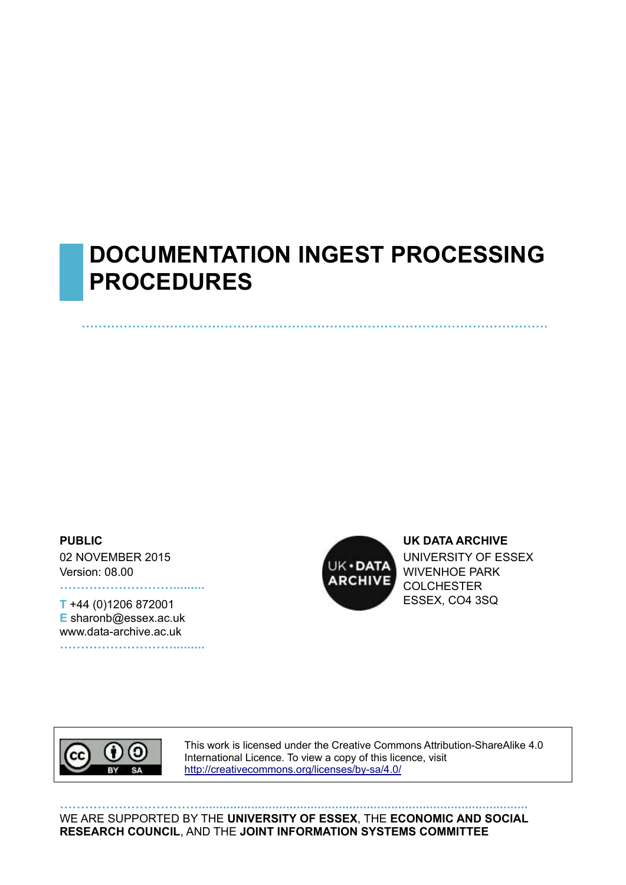# DOCUMENTATION INGEST PROCESSING PROCEDURES

**PUBLIC**

02 NOVEMBER 2015

Version: 08.00

**T** +44 (0)1206 872001

**E** sharonb@essex.ac.uk

www.data-archive.ac.uk

**UK DATA ARCHIVE**

UNIVERSITY OF ESSEX

WIVENHOE PARK

COLCHESTER

ESSEX, CO4 3SQ

This work is licensed under the Creative Commons Attribution-ShareAlike 4.0 International Licence. To view a copy of this licence, visit http://creativecommons.org/licenses/by-sa/4.0/

WE ARE SUPPORTED BY THE **UNIVERSITY OF ESSEX**, THE **ECONOMIC AND SOCIAL RESEARCH COUNCIL**, AND THE **JOINT INFORMATION SYSTEMS COMMITTEE**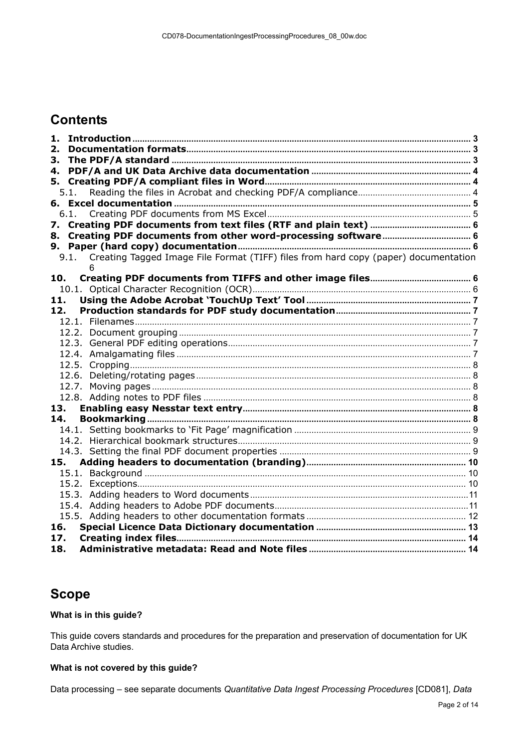## Contents

| | | |
|---|---|---|
| **1.** | **Introduction** | **3** |
| **2.** | **Documentation formats** | **3** |
| **3.** | **The PDF/A standard** | **3** |
| **4.** | **PDF/A and UK Data Archive data documentation** | **4** |
| **5.** | **Creating PDF/A compliant files in Word** | **4** |
| 5.1. | Reading the files in Acrobat and checking PDF/A compliance | 4 |
| **6.** | **Excel documentation** | **5** |
| 6.1. | Creating PDF documents from MS Excel | 5 |
| **7.** | **Creating PDF documents from text files (RTF and plain text)** | **6** |
| **8.** | **Creating PDF documents from other word-processing software** | **6** |
| **9.** | **Paper (hard copy) documentation** | **6** |
| 9.1. | Creating Tagged Image File Format (TIFF) files from hard copy (paper) documentation | 6 |
| **10.** | **Creating PDF documents from TIFFS and other image files** | **6** |
| 10.1. | Optical Character Recognition (OCR) | 6 |
| **11.** | **Using the Adobe Acrobat 'TouchUp Text' Tool** | **7** |
| **12.** | **Production standards for PDF study documentation** | **7** |
| 12.1. | Filenames | 7 |
| 12.2. | Document grouping | 7 |
| 12.3. | General PDF editing operations | 7 |
| 12.4. | Amalgamating files | 7 |
| 12.5. | Cropping | 8 |
| 12.6. | Deleting/rotating pages | 8 |
| 12.7. | Moving pages | 8 |
| 12.8. | Adding notes to PDF files | 8 |
| **13.** | **Enabling easy Nesstar text entry** | **8** |
| **14.** | **Bookmarking** | **8** |
| 14.1. | Setting bookmarks to 'Fit Page' magnification | 9 |
| 14.2. | Hierarchical bookmark structures | 9 |
| 14.3. | Setting the final PDF document properties | 9 |
| **15.** | **Adding headers to documentation (branding)** | **10** |
| 15.1. | Background | 10 |
| 15.2. | Exceptions | 10 |
| 15.3. | Adding headers to Word documents | 11 |
| 15.4. | Adding headers to Adobe PDF documents | 11 |
| 15.5. | Adding headers to other documentation formats | 12 |
| **16.** | **Special Licence Data Dictionary documentation** | **13** |
| **17.** | **Creating index files** | **14** |
| **18.** | **Administrative metadata: Read and Note files** | **14** |

## Scope

**What is in this guide?**

This guide covers standards and procedures for the preparation and preservation of documentation for UK Data Archive studies.

**What is not covered by this guide?**

Data processing – see separate documents *Quantitative Data Ingest Processing Procedures* [CD081], *Data*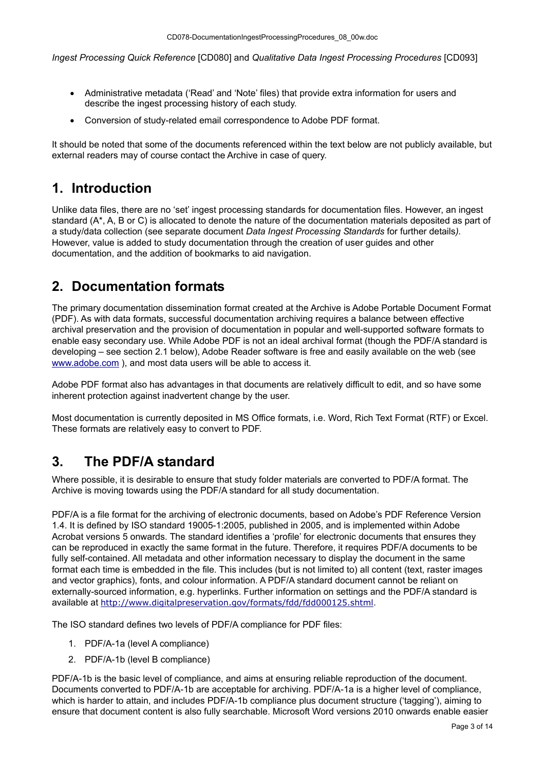*Ingest Processing Quick Reference* [CD080] and *Qualitative Data Ingest Processing Procedures* [CD093]

- Administrative metadata ('Read' and 'Note' files) that provide extra information for users and describe the ingest processing history of each study.
- Conversion of study-related email correspondence to Adobe PDF format.

It should be noted that some of the documents referenced within the text below are not publicly available, but external readers may of course contact the Archive in case of query.

# 1. Introduction

Unlike data files, there are no 'set' ingest processing standards for documentation files. However, an ingest standard (A*, A, B or C) is allocated to denote the nature of the documentation materials deposited as part of a study/data collection (see separate document *Data Ingest Processing Standards* for further details*).* However, value is added to study documentation through the creation of user guides and other documentation, and the addition of bookmarks to aid navigation.

# 2. Documentation formats

The primary documentation dissemination format created at the Archive is Adobe Portable Document Format (PDF). As with data formats, successful documentation archiving requires a balance between effective archival preservation and the provision of documentation in popular and well-supported software formats to enable easy secondary use. While Adobe PDF is not an ideal archival format (though the PDF/A standard is developing – see section 2.1 below), Adobe Reader software is free and easily available on the web (see [www.adobe.com](www.adobe.com) ), and most data users will be able to access it.

Adobe PDF format also has advantages in that documents are relatively difficult to edit, and so have some inherent protection against inadvertent change by the user.

Most documentation is currently deposited in MS Office formats, i.e. Word, Rich Text Format (RTF) or Excel. These formats are relatively easy to convert to PDF.

# 3. The PDF/A standard

Where possible, it is desirable to ensure that study folder materials are converted to PDF/A format. The Archive is moving towards using the PDF/A standard for all study documentation.

PDF/A is a file format for the archiving of electronic documents, based on Adobe's PDF Reference Version 1.4. It is defined by ISO standard 19005-1:2005, published in 2005, and is implemented within Adobe Acrobat versions 5 onwards. The standard identifies a 'profile' for electronic documents that ensures they can be reproduced in exactly the same format in the future. Therefore, it requires PDF/A documents to be fully self-contained. All metadata and other information necessary to display the document in the same format each time is embedded in the file. This includes (but is not limited to) all content (text, raster images and vector graphics), fonts, and colour information. A PDF/A standard document cannot be reliant on externally-sourced information, e.g. hyperlinks. Further information on settings and the PDF/A standard is available at <http://www.digitalpreservation.gov/formats/fdd/fdd000125.shtml>.

The ISO standard defines two levels of PDF/A compliance for PDF files:

1. PDF/A-1a (level A compliance)
2. PDF/A-1b (level B compliance)

PDF/A-1b is the basic level of compliance, and aims at ensuring reliable reproduction of the document. Documents converted to PDF/A-1b are acceptable for archiving. PDF/A-1a is a higher level of compliance, which is harder to attain, and includes PDF/A-1b compliance plus document structure ('tagging'), aiming to ensure that document content is also fully searchable. Microsoft Word versions 2010 onwards enable easier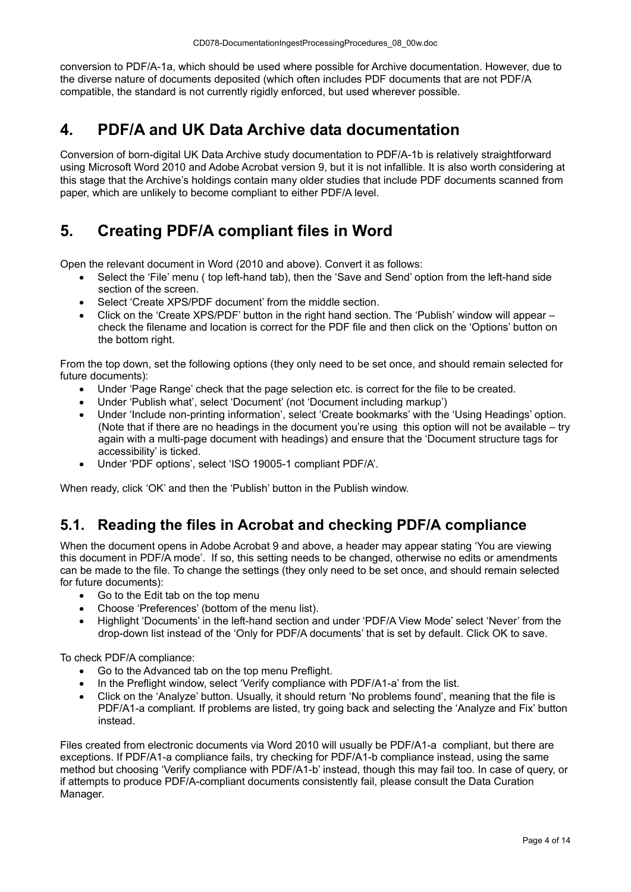conversion to PDF/A-1a, which should be used where possible for Archive documentation. However, due to the diverse nature of documents deposited (which often includes PDF documents that are not PDF/A compatible, the standard is not currently rigidly enforced, but used wherever possible.

# 4. PDF/A and UK Data Archive data documentation

Conversion of born-digital UK Data Archive study documentation to PDF/A-1b is relatively straightforward using Microsoft Word 2010 and Adobe Acrobat version 9, but it is not infallible. It is also worth considering at this stage that the Archive's holdings contain many older studies that include PDF documents scanned from paper, which are unlikely to become compliant to either PDF/A level.

# 5. Creating PDF/A compliant files in Word

Open the relevant document in Word (2010 and above). Convert it as follows:

- Select the 'File' menu ( top left-hand tab), then the 'Save and Send' option from the left-hand side section of the screen.
- Select 'Create XPS/PDF document' from the middle section.
- Click on the 'Create XPS/PDF' button in the right hand section. The 'Publish' window will appear – check the filename and location is correct for the PDF file and then click on the 'Options' button on the bottom right.

From the top down, set the following options (they only need to be set once, and should remain selected for future documents):

- Under 'Page Range' check that the page selection etc. is correct for the file to be created.
- Under 'Publish what', select 'Document' (not 'Document including markup')
- Under 'Include non-printing information', select 'Create bookmarks' with the 'Using Headings' option. (Note that if there are no headings in the document you're using this option will not be available – try again with a multi-page document with headings) and ensure that the 'Document structure tags for accessibility' is ticked.
- Under 'PDF options', select 'ISO 19005-1 compliant PDF/A'.

When ready, click 'OK' and then the 'Publish' button in the Publish window.

## 5.1. Reading the files in Acrobat and checking PDF/A compliance

When the document opens in Adobe Acrobat 9 and above, a header may appear stating 'You are viewing this document in PDF/A mode'. If so, this setting needs to be changed, otherwise no edits or amendments can be made to the file. To change the settings (they only need to be set once, and should remain selected for future documents):

- Go to the Edit tab on the top menu
- Choose 'Preferences' (bottom of the menu list).
- Highlight 'Documents' in the left-hand section and under 'PDF/A View Mode' select 'Never' from the drop-down list instead of the 'Only for PDF/A documents' that is set by default. Click OK to save.

To check PDF/A compliance:

- Go to the Advanced tab on the top menu Preflight.
- In the Preflight window, select 'Verify compliance with PDF/A1-a' from the list.
- Click on the 'Analyze' button. Usually, it should return 'No problems found', meaning that the file is PDF/A1-a compliant. If problems are listed, try going back and selecting the 'Analyze and Fix' button instead.

Files created from electronic documents via Word 2010 will usually be PDF/A1-a compliant, but there are exceptions. If PDF/A1-a compliance fails, try checking for PDF/A1-b compliance instead, using the same method but choosing 'Verify compliance with PDF/A1-b' instead, though this may fail too. In case of query, or if attempts to produce PDF/A-compliant documents consistently fail, please consult the Data Curation Manager.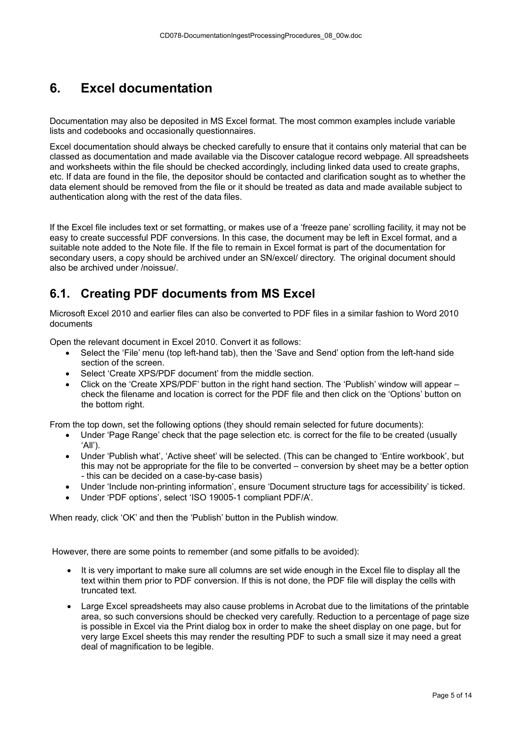# 6. Excel documentation

Documentation may also be deposited in MS Excel format. The most common examples include variable lists and codebooks and occasionally questionnaires.

Excel documentation should always be checked carefully to ensure that it contains only material that can be classed as documentation and made available via the Discover catalogue record webpage. All spreadsheets and worksheets within the file should be checked accordingly, including linked data used to create graphs, etc. If data are found in the file, the depositor should be contacted and clarification sought as to whether the data element should be removed from the file or it should be treated as data and made available subject to authentication along with the rest of the data files.

If the Excel file includes text or set formatting, or makes use of a 'freeze pane' scrolling facility, it may not be easy to create successful PDF conversions. In this case, the document may be left in Excel format, and a suitable note added to the Note file. If the file to remain in Excel format is part of the documentation for secondary users, a copy should be archived under an SN/excel/ directory. The original document should also be archived under /noissue/.

## 6.1. Creating PDF documents from MS Excel

Microsoft Excel 2010 and earlier files can also be converted to PDF files in a similar fashion to Word 2010 documents

Open the relevant document in Excel 2010. Convert it as follows:

- Select the 'File' menu (top left-hand tab), then the 'Save and Send' option from the left-hand side section of the screen.
- Select 'Create XPS/PDF document' from the middle section.
- Click on the 'Create XPS/PDF' button in the right hand section. The 'Publish' window will appear – check the filename and location is correct for the PDF file and then click on the 'Options' button on the bottom right.

From the top down, set the following options (they should remain selected for future documents):

- Under 'Page Range' check that the page selection etc. is correct for the file to be created (usually 'All').
- Under 'Publish what', 'Active sheet' will be selected. (This can be changed to 'Entire workbook', but this may not be appropriate for the file to be converted – conversion by sheet may be a better option - this can be decided on a case-by-case basis)
- Under 'Include non-printing information', ensure 'Document structure tags for accessibility' is ticked.
- Under 'PDF options', select 'ISO 19005-1 compliant PDF/A'.

When ready, click 'OK' and then the 'Publish' button in the Publish window.

However, there are some points to remember (and some pitfalls to be avoided):

- It is very important to make sure all columns are set wide enough in the Excel file to display all the text within them prior to PDF conversion. If this is not done, the PDF file will display the cells with truncated text.
- Large Excel spreadsheets may also cause problems in Acrobat due to the limitations of the printable area, so such conversions should be checked very carefully. Reduction to a percentage of page size is possible in Excel via the Print dialog box in order to make the sheet display on one page, but for very large Excel sheets this may render the resulting PDF to such a small size it may need a great deal of magnification to be legible.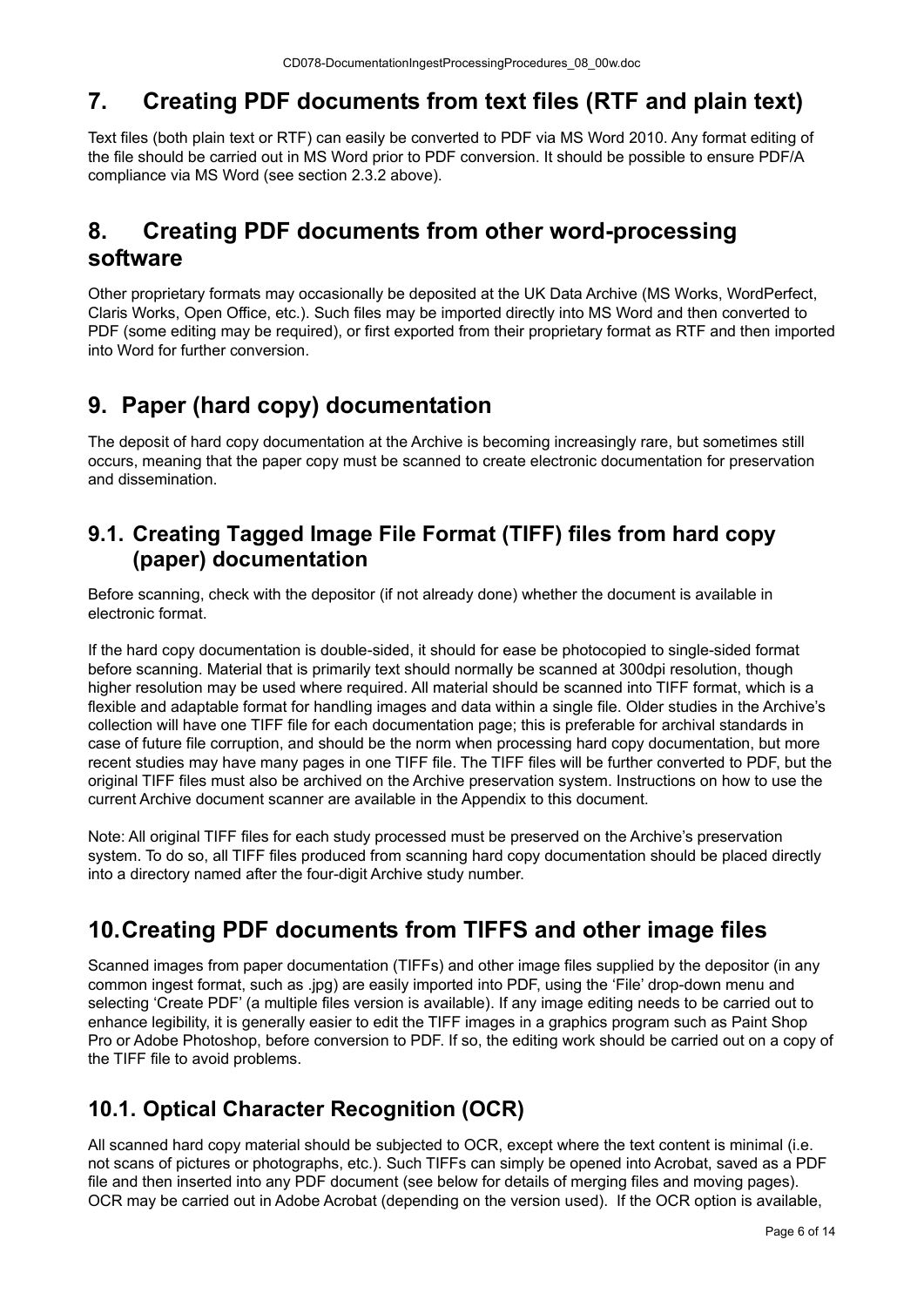## 7. Creating PDF documents from text files (RTF and plain text)

Text files (both plain text or RTF) can easily be converted to PDF via MS Word 2010. Any format editing of the file should be carried out in MS Word prior to PDF conversion. It should be possible to ensure PDF/A compliance via MS Word (see section 2.3.2 above).

## 8. Creating PDF documents from other word-processing software

Other proprietary formats may occasionally be deposited at the UK Data Archive (MS Works, WordPerfect, Claris Works, Open Office, etc.). Such files may be imported directly into MS Word and then converted to PDF (some editing may be required), or first exported from their proprietary format as RTF and then imported into Word for further conversion.

## 9. Paper (hard copy) documentation

The deposit of hard copy documentation at the Archive is becoming increasingly rare, but sometimes still occurs, meaning that the paper copy must be scanned to create electronic documentation for preservation and dissemination.

### 9.1. Creating Tagged Image File Format (TIFF) files from hard copy (paper) documentation

Before scanning, check with the depositor (if not already done) whether the document is available in electronic format.

If the hard copy documentation is double-sided, it should for ease be photocopied to single-sided format before scanning. Material that is primarily text should normally be scanned at 300dpi resolution, though higher resolution may be used where required. All material should be scanned into TIFF format, which is a flexible and adaptable format for handling images and data within a single file. Older studies in the Archive's collection will have one TIFF file for each documentation page; this is preferable for archival standards in case of future file corruption, and should be the norm when processing hard copy documentation, but more recent studies may have many pages in one TIFF file. The TIFF files will be further converted to PDF, but the original TIFF files must also be archived on the Archive preservation system. Instructions on how to use the current Archive document scanner are available in the Appendix to this document.

Note: All original TIFF files for each study processed must be preserved on the Archive's preservation system. To do so, all TIFF files produced from scanning hard copy documentation should be placed directly into a directory named after the four-digit Archive study number.

## 10. Creating PDF documents from TIFFS and other image files

Scanned images from paper documentation (TIFFs) and other image files supplied by the depositor (in any common ingest format, such as .jpg) are easily imported into PDF, using the 'File' drop-down menu and selecting 'Create PDF' (a multiple files version is available). If any image editing needs to be carried out to enhance legibility, it is generally easier to edit the TIFF images in a graphics program such as Paint Shop Pro or Adobe Photoshop, before conversion to PDF. If so, the editing work should be carried out on a copy of the TIFF file to avoid problems.

## 10.1. Optical Character Recognition (OCR)

All scanned hard copy material should be subjected to OCR, except where the text content is minimal (i.e. not scans of pictures or photographs, etc.). Such TIFFs can simply be opened into Acrobat, saved as a PDF file and then inserted into any PDF document (see below for details of merging files and moving pages). OCR may be carried out in Adobe Acrobat (depending on the version used). If the OCR option is available,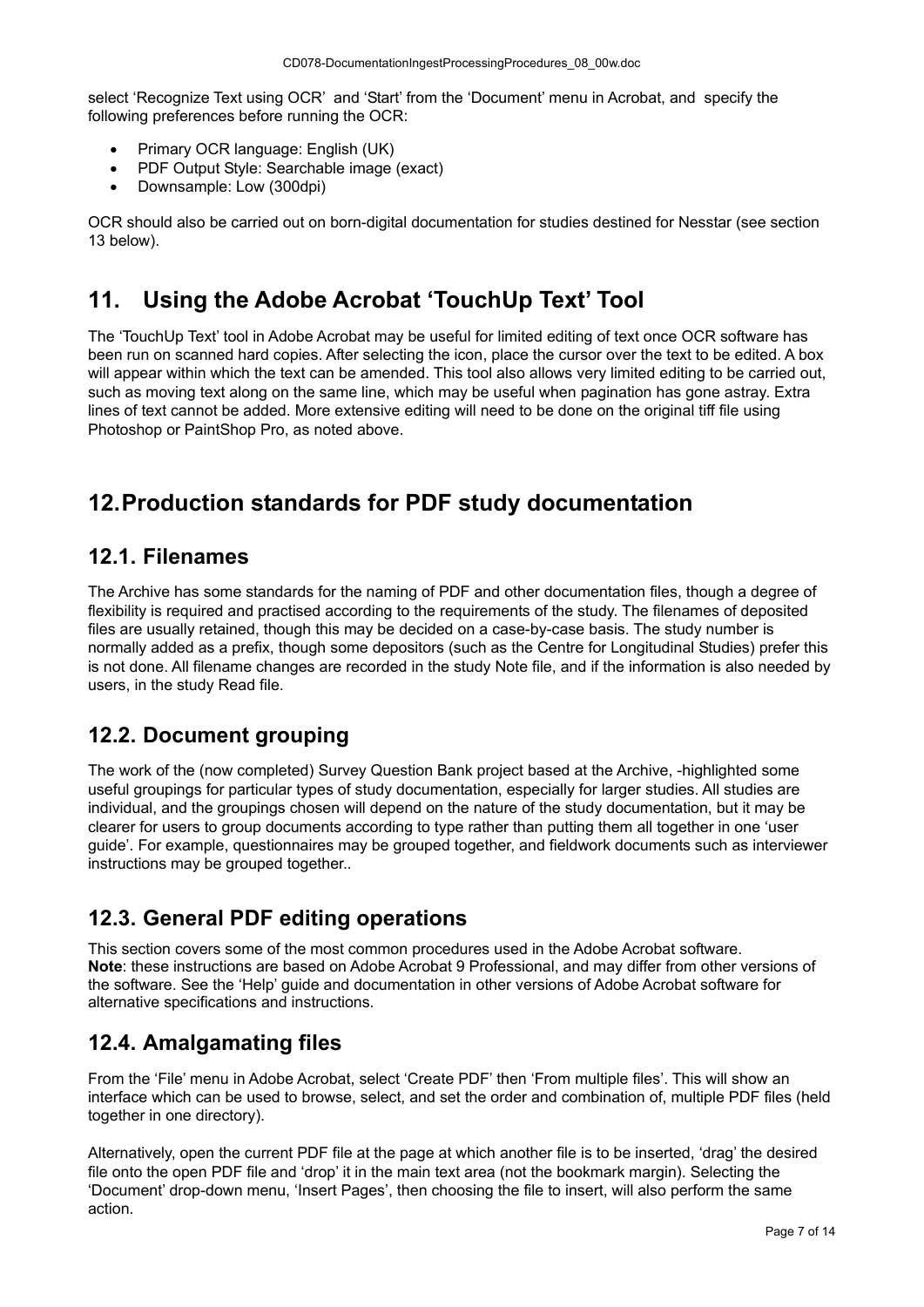select 'Recognize Text using OCR' and 'Start' from the 'Document' menu in Acrobat, and specify the following preferences before running the OCR:

- Primary OCR language: English (UK)
- PDF Output Style: Searchable image (exact)
- Downsample: Low (300dpi)

OCR should also be carried out on born-digital documentation for studies destined for Nesstar (see section 13 below).

# 11. Using the Adobe Acrobat 'TouchUp Text' Tool

The 'TouchUp Text' tool in Adobe Acrobat may be useful for limited editing of text once OCR software has been run on scanned hard copies. After selecting the icon, place the cursor over the text to be edited. A box will appear within which the text can be amended. This tool also allows very limited editing to be carried out, such as moving text along on the same line, which may be useful when pagination has gone astray. Extra lines of text cannot be added. More extensive editing will need to be done on the original tiff file using Photoshop or PaintShop Pro, as noted above.

# 12. Production standards for PDF study documentation

## 12.1. Filenames

The Archive has some standards for the naming of PDF and other documentation files, though a degree of flexibility is required and practised according to the requirements of the study. The filenames of deposited files are usually retained, though this may be decided on a case-by-case basis. The study number is normally added as a prefix, though some depositors (such as the Centre for Longitudinal Studies) prefer this is not done. All filename changes are recorded in the study Note file, and if the information is also needed by users, in the study Read file.

## 12.2. Document grouping

The work of the (now completed) Survey Question Bank project based at the Archive, -highlighted some useful groupings for particular types of study documentation, especially for larger studies. All studies are individual, and the groupings chosen will depend on the nature of the study documentation, but it may be clearer for users to group documents according to type rather than putting them all together in one 'user guide'. For example, questionnaires may be grouped together, and fieldwork documents such as interviewer instructions may be grouped together..

## 12.3. General PDF editing operations

This section covers some of the most common procedures used in the Adobe Acrobat software.
**Note**: these instructions are based on Adobe Acrobat 9 Professional, and may differ from other versions of the software. See the 'Help' guide and documentation in other versions of Adobe Acrobat software for alternative specifications and instructions.

## 12.4. Amalgamating files

From the 'File' menu in Adobe Acrobat, select 'Create PDF' then 'From multiple files'. This will show an interface which can be used to browse, select, and set the order and combination of, multiple PDF files (held together in one directory).

Alternatively, open the current PDF file at the page at which another file is to be inserted, 'drag' the desired file onto the open PDF file and 'drop' it in the main text area (not the bookmark margin). Selecting the 'Document' drop-down menu, 'Insert Pages', then choosing the file to insert, will also perform the same action.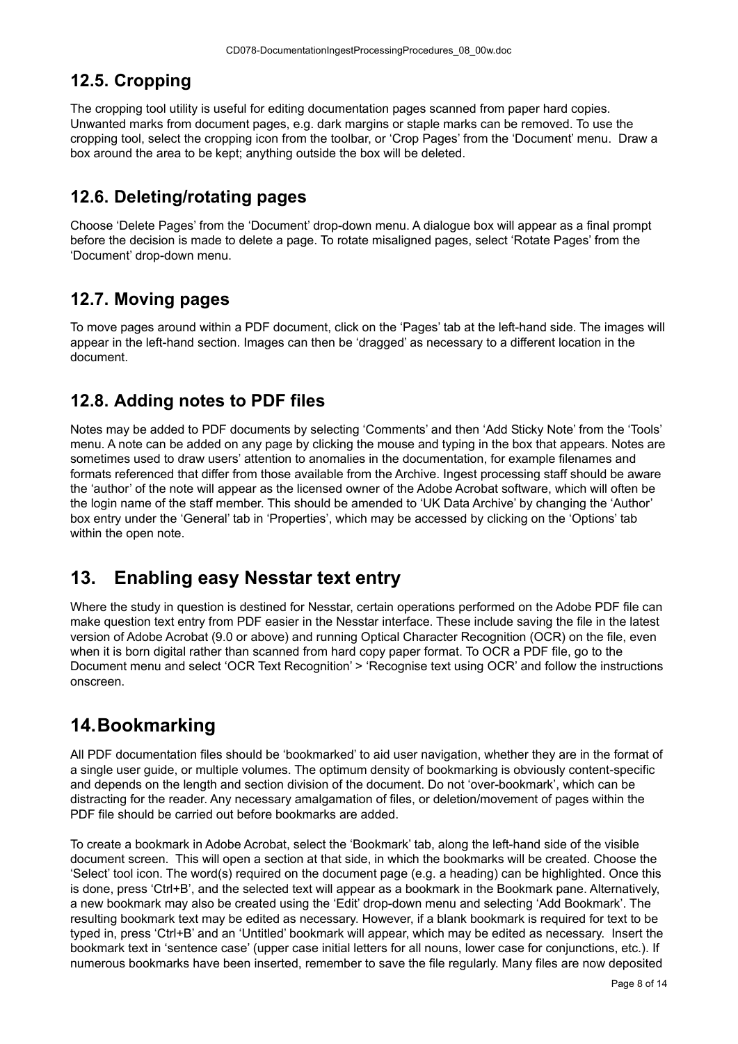## 12.5. Cropping

The cropping tool utility is useful for editing documentation pages scanned from paper hard copies. Unwanted marks from document pages, e.g. dark margins or staple marks can be removed. To use the cropping tool, select the cropping icon from the toolbar, or 'Crop Pages' from the 'Document' menu. Draw a box around the area to be kept; anything outside the box will be deleted.

## 12.6. Deleting/rotating pages

Choose 'Delete Pages' from the 'Document' drop-down menu. A dialogue box will appear as a final prompt before the decision is made to delete a page. To rotate misaligned pages, select 'Rotate Pages' from the 'Document' drop-down menu.

## 12.7. Moving pages

To move pages around within a PDF document, click on the 'Pages' tab at the left-hand side. The images will appear in the left-hand section. Images can then be 'dragged' as necessary to a different location in the document.

## 12.8. Adding notes to PDF files

Notes may be added to PDF documents by selecting 'Comments' and then 'Add Sticky Note' from the 'Tools' menu. A note can be added on any page by clicking the mouse and typing in the box that appears. Notes are sometimes used to draw users' attention to anomalies in the documentation, for example filenames and formats referenced that differ from those available from the Archive. Ingest processing staff should be aware the 'author' of the note will appear as the licensed owner of the Adobe Acrobat software, which will often be the login name of the staff member. This should be amended to 'UK Data Archive' by changing the 'Author' box entry under the 'General' tab in 'Properties', which may be accessed by clicking on the 'Options' tab within the open note.

# 13. Enabling easy Nesstar text entry

Where the study in question is destined for Nesstar, certain operations performed on the Adobe PDF file can make question text entry from PDF easier in the Nesstar interface. These include saving the file in the latest version of Adobe Acrobat (9.0 or above) and running Optical Character Recognition (OCR) on the file, even when it is born digital rather than scanned from hard copy paper format. To OCR a PDF file, go to the Document menu and select 'OCR Text Recognition' > 'Recognise text using OCR' and follow the instructions onscreen.

# 14. Bookmarking

All PDF documentation files should be 'bookmarked' to aid user navigation, whether they are in the format of a single user guide, or multiple volumes. The optimum density of bookmarking is obviously content-specific and depends on the length and section division of the document. Do not 'over-bookmark', which can be distracting for the reader. Any necessary amalgamation of files, or deletion/movement of pages within the PDF file should be carried out before bookmarks are added.

To create a bookmark in Adobe Acrobat, select the 'Bookmark' tab, along the left-hand side of the visible document screen. This will open a section at that side, in which the bookmarks will be created. Choose the 'Select' tool icon. The word(s) required on the document page (e.g. a heading) can be highlighted. Once this is done, press 'Ctrl+B', and the selected text will appear as a bookmark in the Bookmark pane. Alternatively, a new bookmark may also be created using the 'Edit' drop-down menu and selecting 'Add Bookmark'. The resulting bookmark text may be edited as necessary. However, if a blank bookmark is required for text to be typed in, press 'Ctrl+B' and an 'Untitled' bookmark will appear, which may be edited as necessary. Insert the bookmark text in 'sentence case' (upper case initial letters for all nouns, lower case for conjunctions, etc.). If numerous bookmarks have been inserted, remember to save the file regularly. Many files are now deposited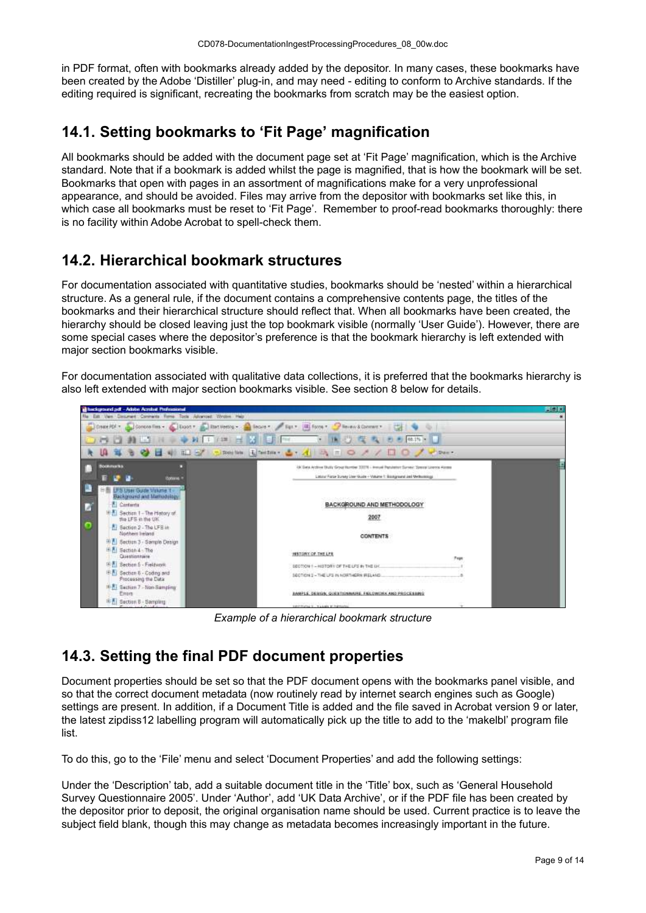in PDF format, often with bookmarks already added by the depositor. In many cases, these bookmarks have been created by the Adobe 'Distiller' plug-in, and may need - editing to conform to Archive standards. If the editing required is significant, recreating the bookmarks from scratch may be the easiest option.

## 14.1. Setting bookmarks to 'Fit Page' magnification

All bookmarks should be added with the document page set at 'Fit Page' magnification, which is the Archive standard. Note that if a bookmark is added whilst the page is magnified, that is how the bookmark will be set. Bookmarks that open with pages in an assortment of magnifications make for a very unprofessional appearance, and should be avoided. Files may arrive from the depositor with bookmarks set like this, in which case all bookmarks must be reset to 'Fit Page'. Remember to proof-read bookmarks thoroughly: there is no facility within Adobe Acrobat to spell-check them.

## 14.2. Hierarchical bookmark structures

For documentation associated with quantitative studies, bookmarks should be 'nested' within a hierarchical structure. As a general rule, if the document contains a comprehensive contents page, the titles of the bookmarks and their hierarchical structure should reflect that. When all bookmarks have been created, the hierarchy should be closed leaving just the top bookmark visible (normally 'User Guide'). However, there are some special cases where the depositor's preference is that the bookmark hierarchy is left extended with major section bookmarks visible.

For documentation associated with qualitative data collections, it is preferred that the bookmarks hierarchy is also left extended with major section bookmarks visible. See section 8 below for details.

*Example of a hierarchical bookmark structure*

## 14.3. Setting the final PDF document properties

Document properties should be set so that the PDF document opens with the bookmarks panel visible, and so that the correct document metadata (now routinely read by internet search engines such as Google) settings are present. In addition, if a Document Title is added and the file saved in Acrobat version 9 or later, the latest zipdiss12 labelling program will automatically pick up the title to add to the 'makelbl' program file list.

To do this, go to the 'File' menu and select 'Document Properties' and add the following settings:

Under the 'Description' tab, add a suitable document title in the 'Title' box, such as 'General Household Survey Questionnaire 2005'. Under 'Author', add 'UK Data Archive', or if the PDF file has been created by the depositor prior to deposit, the original organisation name should be used. Current practice is to leave the subject field blank, though this may change as metadata becomes increasingly important in the future.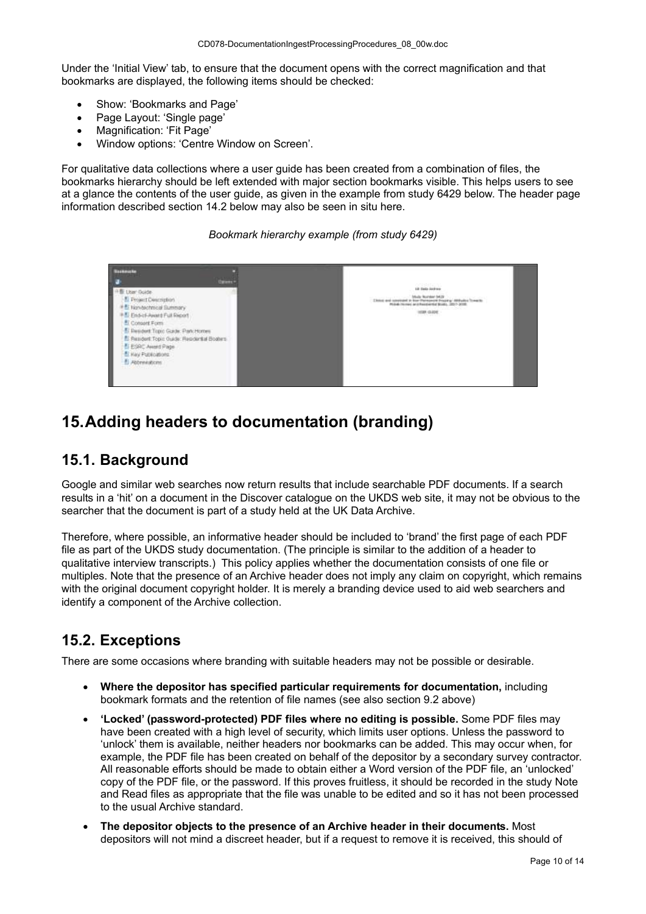Under the 'Initial View' tab, to ensure that the document opens with the correct magnification and that bookmarks are displayed, the following items should be checked:

- Show: 'Bookmarks and Page'
- Page Layout: 'Single page'
- Magnification: 'Fit Page'
- Window options: 'Centre Window on Screen'.

For qualitative data collections where a user guide has been created from a combination of files, the bookmarks hierarchy should be left extended with major section bookmarks visible. This helps users to see at a glance the contents of the user guide, as given in the example from study 6429 below. The header page information described section 14.2 below may also be seen in situ here.

*Bookmark hierarchy example (from study 6429)*

# 15. Adding headers to documentation (branding)

## 15.1. Background

Google and similar web searches now return results that include searchable PDF documents. If a search results in a 'hit' on a document in the Discover catalogue on the UKDS web site, it may not be obvious to the searcher that the document is part of a study held at the UK Data Archive.

Therefore, where possible, an informative header should be included to 'brand' the first page of each PDF file as part of the UKDS study documentation. (The principle is similar to the addition of a header to qualitative interview transcripts.) This policy applies whether the documentation consists of one file or multiples. Note that the presence of an Archive header does not imply any claim on copyright, which remains with the original document copyright holder. It is merely a branding device used to aid web searchers and identify a component of the Archive collection.

## 15.2. Exceptions

There are some occasions where branding with suitable headers may not be possible or desirable.

- **Where the depositor has specified particular requirements for documentation,** including bookmark formats and the retention of file names (see also section 9.2 above)
- **'Locked' (password-protected) PDF files where no editing is possible.** Some PDF files may have been created with a high level of security, which limits user options. Unless the password to 'unlock' them is available, neither headers nor bookmarks can be added. This may occur when, for example, the PDF file has been created on behalf of the depositor by a secondary survey contractor. All reasonable efforts should be made to obtain either a Word version of the PDF file, an 'unlocked' copy of the PDF file, or the password. If this proves fruitless, it should be recorded in the study Note and Read files as appropriate that the file was unable to be edited and so it has not been processed to the usual Archive standard.
- **The depositor objects to the presence of an Archive header in their documents.** Most depositors will not mind a discreet header, but if a request to remove it is received, this should of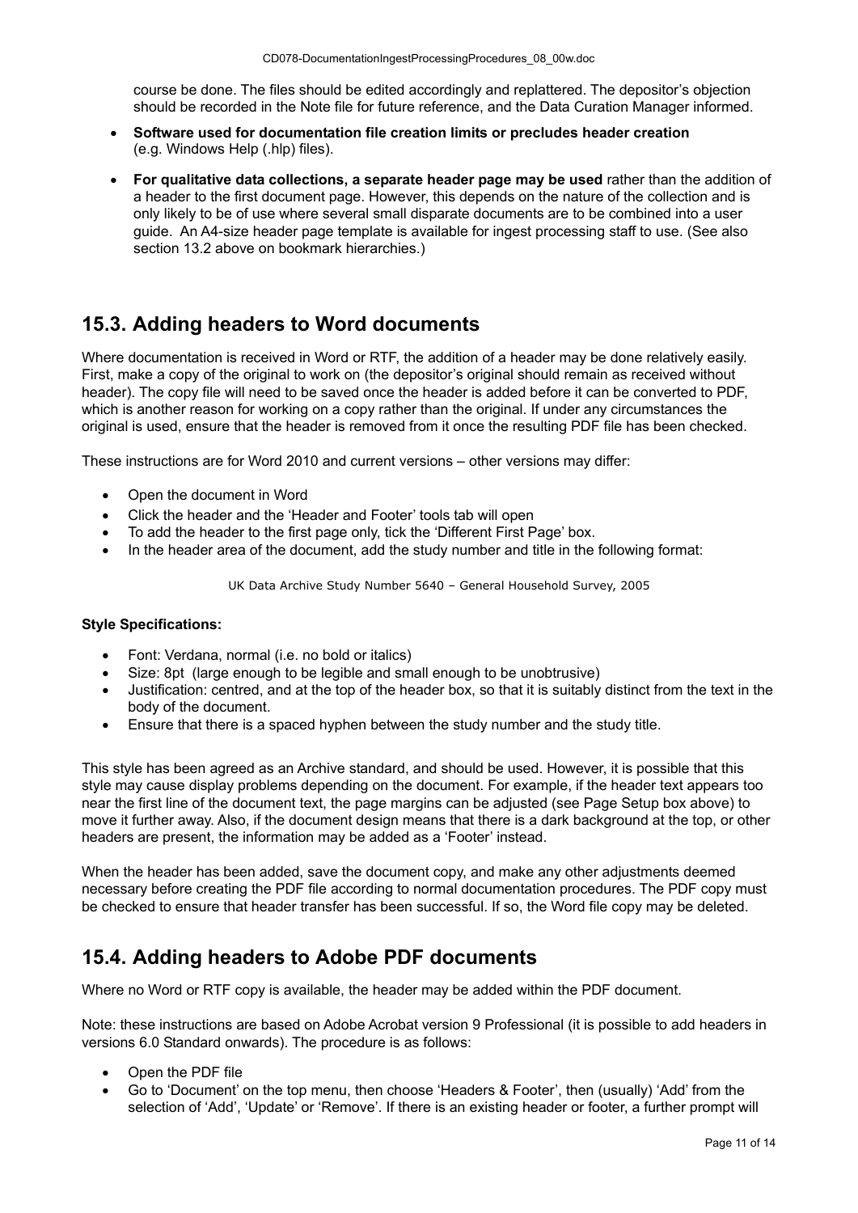course be done. The files should be edited accordingly and replattered. The depositor's objection should be recorded in the Note file for future reference, and the Data Curation Manager informed.

- **Software used for documentation file creation limits or precludes header creation** (e.g. Windows Help (.hlp) files).
- **For qualitative data collections, a separate header page may be used** rather than the addition of a header to the first document page. However, this depends on the nature of the collection and is only likely to be of use where several small disparate documents are to be combined into a user guide. An A4-size header page template is available for ingest processing staff to use. (See also section 13.2 above on bookmark hierarchies.)

## 15.3. Adding headers to Word documents

Where documentation is received in Word or RTF, the addition of a header may be done relatively easily. First, make a copy of the original to work on (the depositor's original should remain as received without header). The copy file will need to be saved once the header is added before it can be converted to PDF, which is another reason for working on a copy rather than the original. If under any circumstances the original is used, ensure that the header is removed from it once the resulting PDF file has been checked.

These instructions are for Word 2010 and current versions – other versions may differ:

- Open the document in Word
- Click the header and the 'Header and Footer' tools tab will open
- To add the header to the first page only, tick the 'Different First Page' box.
- In the header area of the document, add the study number and title in the following format:

UK Data Archive Study Number 5640 – General Household Survey, 2005

**Style Specifications:**

- Font: Verdana, normal (i.e. no bold or italics)
- Size: 8pt (large enough to be legible and small enough to be unobtrusive)
- Justification: centred, and at the top of the header box, so that it is suitably distinct from the text in the body of the document.
- Ensure that there is a spaced hyphen between the study number and the study title.

This style has been agreed as an Archive standard, and should be used. However, it is possible that this style may cause display problems depending on the document. For example, if the header text appears too near the first line of the document text, the page margins can be adjusted (see Page Setup box above) to move it further away. Also, if the document design means that there is a dark background at the top, or other headers are present, the information may be added as a 'Footer' instead.

When the header has been added, save the document copy, and make any other adjustments deemed necessary before creating the PDF file according to normal documentation procedures. The PDF copy must be checked to ensure that header transfer has been successful. If so, the Word file copy may be deleted.

## 15.4. Adding headers to Adobe PDF documents

Where no Word or RTF copy is available, the header may be added within the PDF document.

Note: these instructions are based on Adobe Acrobat version 9 Professional (it is possible to add headers in versions 6.0 Standard onwards). The procedure is as follows:

- Open the PDF file
- Go to 'Document' on the top menu, then choose 'Headers & Footer', then (usually) 'Add' from the selection of 'Add', 'Update' or 'Remove'. If there is an existing header or footer, a further prompt will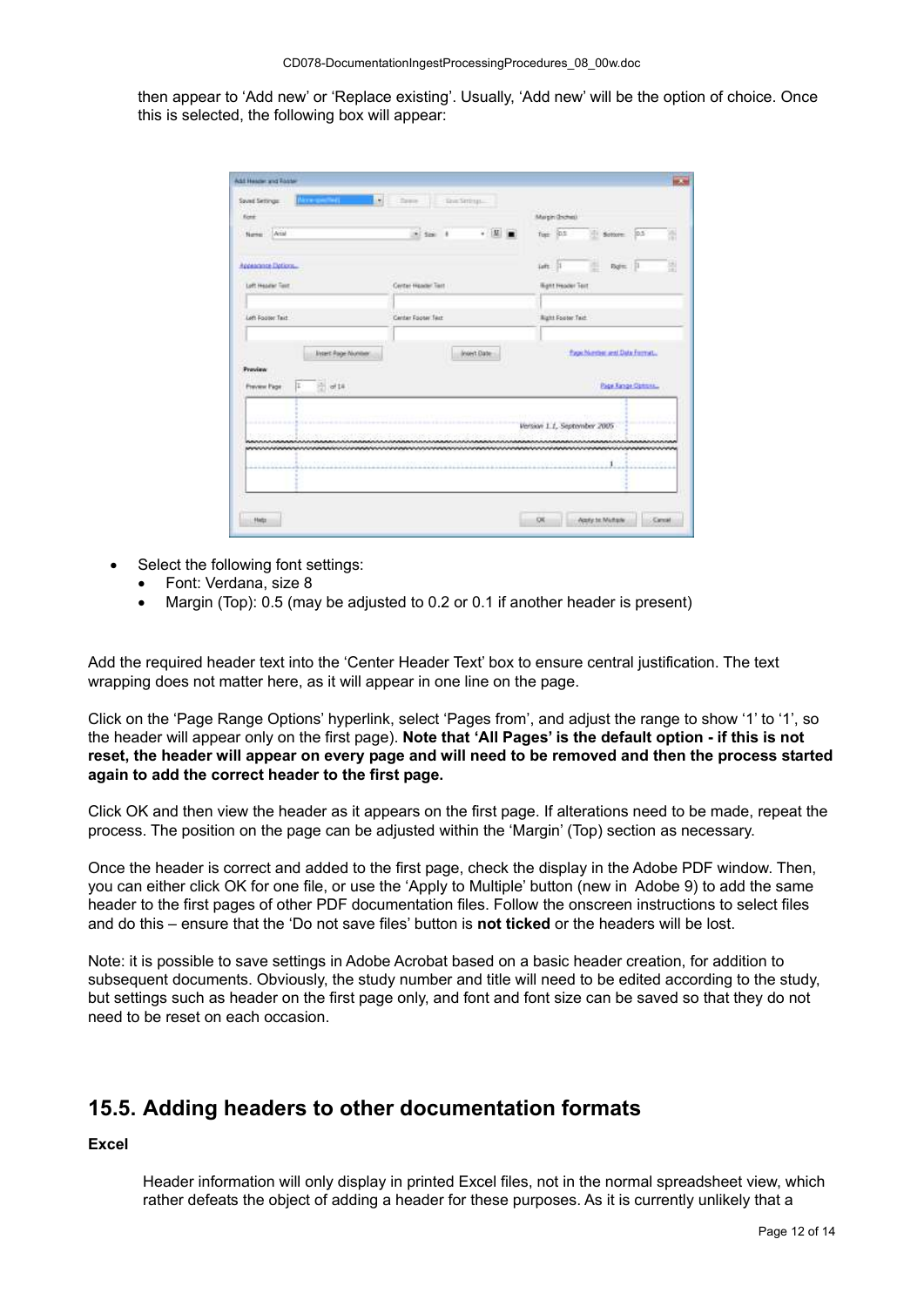then appear to 'Add new' or 'Replace existing'. Usually, 'Add new' will be the option of choice. Once this is selected, the following box will appear:

- Select the following font settings:
  - Font: Verdana, size 8
  - Margin (Top): 0.5 (may be adjusted to 0.2 or 0.1 if another header is present)

Add the required header text into the 'Center Header Text' box to ensure central justification. The text wrapping does not matter here, as it will appear in one line on the page.

Click on the 'Page Range Options' hyperlink, select 'Pages from', and adjust the range to show '1' to '1', so the header will appear only on the first page). **Note that 'All Pages' is the default option - if this is not reset, the header will appear on every page and will need to be removed and then the process started again to add the correct header to the first page.**

Click OK and then view the header as it appears on the first page. If alterations need to be made, repeat the process. The position on the page can be adjusted within the 'Margin' (Top) section as necessary.

Once the header is correct and added to the first page, check the display in the Adobe PDF window. Then, you can either click OK for one file, or use the 'Apply to Multiple' button (new in Adobe 9) to add the same header to the first pages of other PDF documentation files. Follow the onscreen instructions to select files and do this – ensure that the 'Do not save files' button is **not ticked** or the headers will be lost.

Note: it is possible to save settings in Adobe Acrobat based on a basic header creation, for addition to subsequent documents. Obviously, the study number and title will need to be edited according to the study, but settings such as header on the first page only, and font and font size can be saved so that they do not need to be reset on each occasion.

## 15.5. Adding headers to other documentation formats

**Excel**

Header information will only display in printed Excel files, not in the normal spreadsheet view, which rather defeats the object of adding a header for these purposes. As it is currently unlikely that a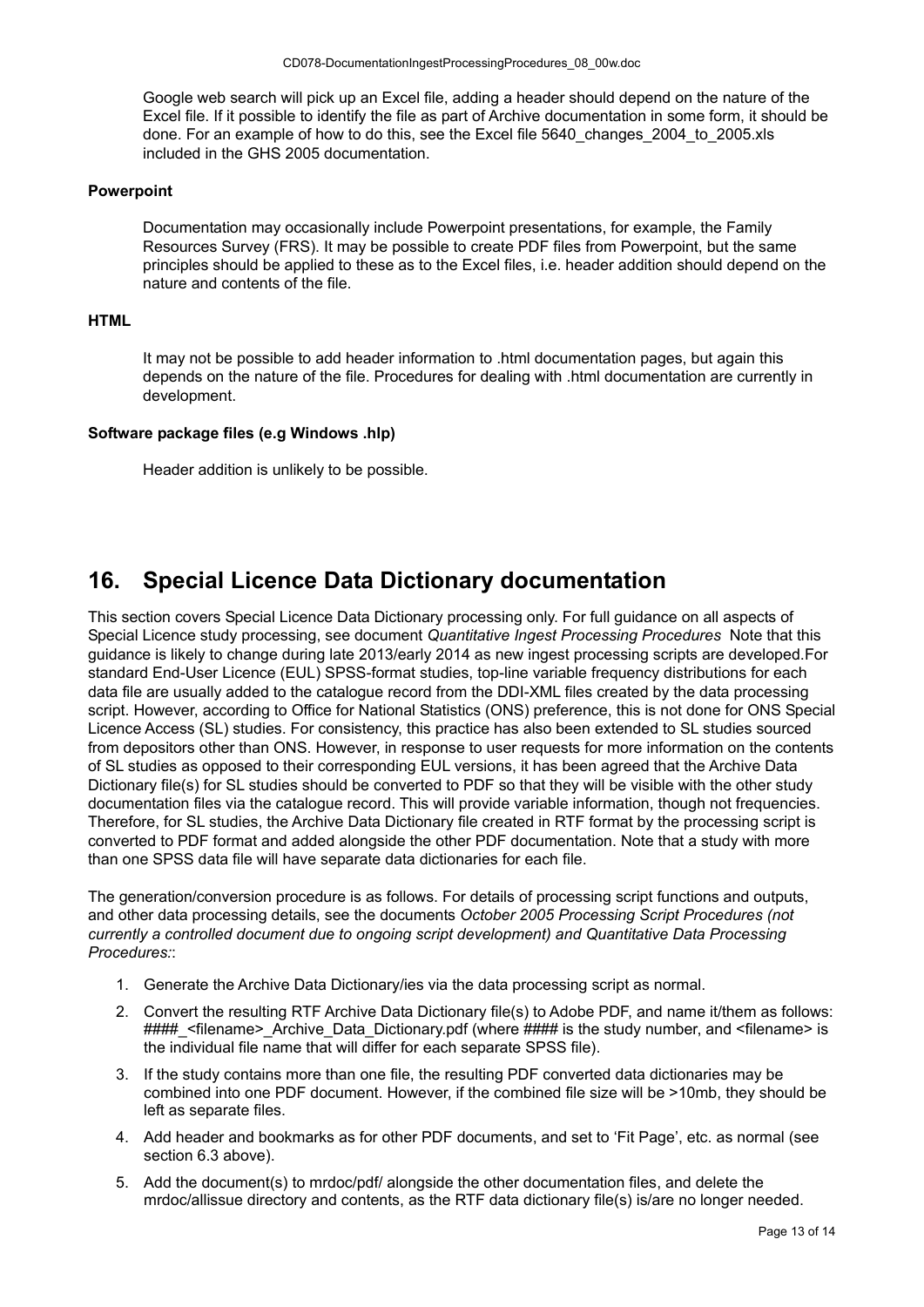Google web search will pick up an Excel file, adding a header should depend on the nature of the Excel file. If it possible to identify the file as part of Archive documentation in some form, it should be done. For an example of how to do this, see the Excel file 5640_changes_2004_to_2005.xls included in the GHS 2005 documentation.

**Powerpoint**

Documentation may occasionally include Powerpoint presentations, for example, the Family Resources Survey (FRS). It may be possible to create PDF files from Powerpoint, but the same principles should be applied to these as to the Excel files, i.e. header addition should depend on the nature and contents of the file.

**HTML**

It may not be possible to add header information to .html documentation pages, but again this depends on the nature of the file. Procedures for dealing with .html documentation are currently in development.

**Software package files (e.g Windows .hlp)**

Header addition is unlikely to be possible.

## 16. Special Licence Data Dictionary documentation

This section covers Special Licence Data Dictionary processing only. For full guidance on all aspects of Special Licence study processing, see document *Quantitative Ingest Processing Procedures* Note that this guidance is likely to change during late 2013/early 2014 as new ingest processing scripts are developed.For standard End-User Licence (EUL) SPSS-format studies, top-line variable frequency distributions for each data file are usually added to the catalogue record from the DDI-XML files created by the data processing script. However, according to Office for National Statistics (ONS) preference, this is not done for ONS Special Licence Access (SL) studies. For consistency, this practice has also been extended to SL studies sourced from depositors other than ONS. However, in response to user requests for more information on the contents of SL studies as opposed to their corresponding EUL versions, it has been agreed that the Archive Data Dictionary file(s) for SL studies should be converted to PDF so that they will be visible with the other study documentation files via the catalogue record. This will provide variable information, though not frequencies. Therefore, for SL studies, the Archive Data Dictionary file created in RTF format by the processing script is converted to PDF format and added alongside the other PDF documentation. Note that a study with more than one SPSS data file will have separate data dictionaries for each file.

The generation/conversion procedure is as follows. For details of processing script functions and outputs, and other data processing details, see the documents *October 2005 Processing Script Procedures (not currently a controlled document due to ongoing script development) and Quantitative Data Processing Procedures:*:

1. Generate the Archive Data Dictionary/ies via the data processing script as normal.
2. Convert the resulting RTF Archive Data Dictionary file(s) to Adobe PDF, and name it/them as follows: ####_<filename>_Archive_Data_Dictionary.pdf (where #### is the study number, and <filename> is the individual file name that will differ for each separate SPSS file).
3. If the study contains more than one file, the resulting PDF converted data dictionaries may be combined into one PDF document. However, if the combined file size will be >10mb, they should be left as separate files.
4. Add header and bookmarks as for other PDF documents, and set to 'Fit Page', etc. as normal (see section 6.3 above).
5. Add the document(s) to mrdoc/pdf/ alongside the other documentation files, and delete the mrdoc/allissue directory and contents, as the RTF data dictionary file(s) is/are no longer needed.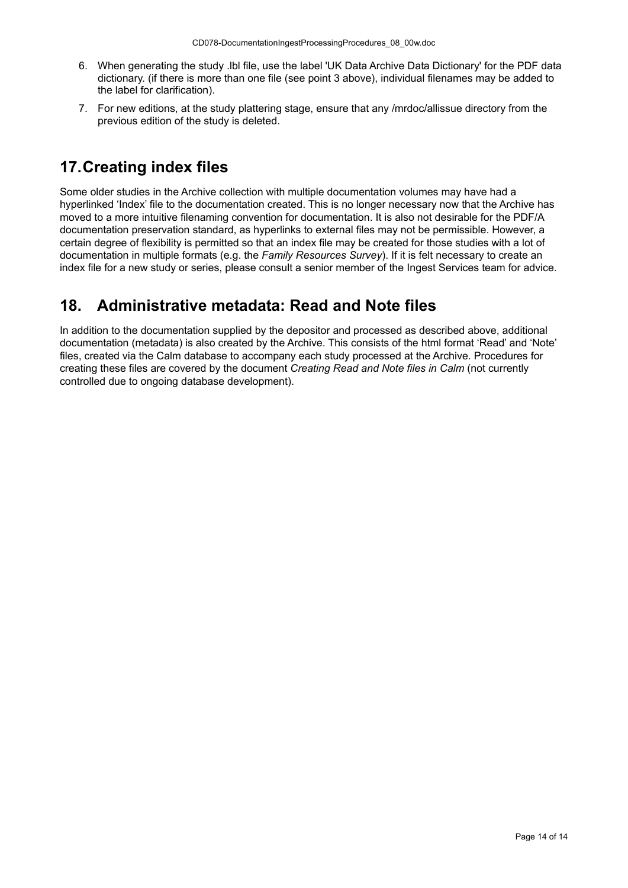6. When generating the study .lbl file, use the label 'UK Data Archive Data Dictionary' for the PDF data dictionary. (if there is more than one file (see point 3 above), individual filenames may be added to the label for clarification).
7. For new editions, at the study plattering stage, ensure that any /mrdoc/allissue directory from the previous edition of the study is deleted.

## 17. Creating index files

Some older studies in the Archive collection with multiple documentation volumes may have had a hyperlinked 'Index' file to the documentation created. This is no longer necessary now that the Archive has moved to a more intuitive filenaming convention for documentation. It is also not desirable for the PDF/A documentation preservation standard, as hyperlinks to external files may not be permissible. However, a certain degree of flexibility is permitted so that an index file may be created for those studies with a lot of documentation in multiple formats (e.g. the *Family Resources Survey*). If it is felt necessary to create an index file for a new study or series, please consult a senior member of the Ingest Services team for advice.

## 18. Administrative metadata: Read and Note files

In addition to the documentation supplied by the depositor and processed as described above, additional documentation (metadata) is also created by the Archive. This consists of the html format 'Read' and 'Note' files, created via the Calm database to accompany each study processed at the Archive. Procedures for creating these files are covered by the document *Creating Read and Note files in Calm* (not currently controlled due to ongoing database development).